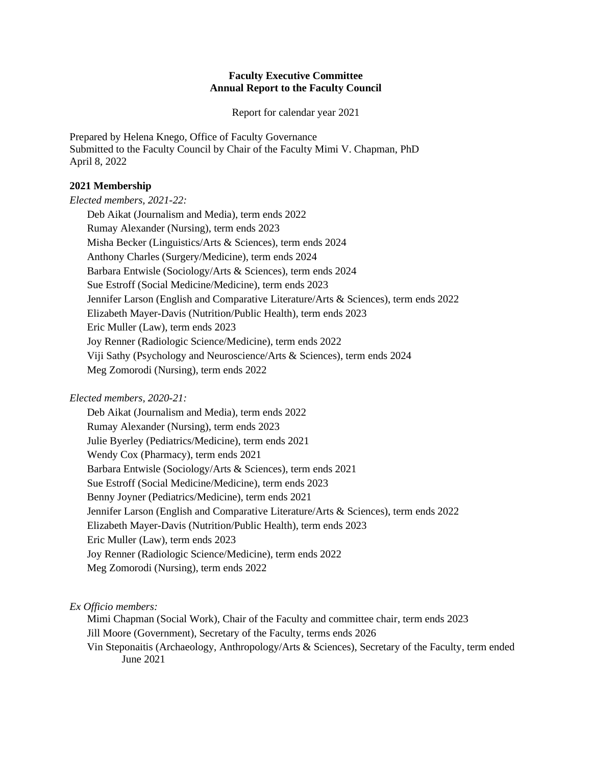**Faculty Executive Committee**
**Annual Report to the Faculty Council**

Report for calendar year 2021

Prepared by Helena Knego, Office of Faculty Governance
Submitted to the Faculty Council by Chair of the Faculty Mimi V. Chapman, PhD
April 8, 2022

**2021 Membership**

*Elected members, 2021-22:*

- Deb Aikat (Journalism and Media), term ends 2022
- Rumay Alexander (Nursing), term ends 2023
- Misha Becker (Linguistics/Arts & Sciences), term ends 2024
- Anthony Charles (Surgery/Medicine), term ends 2024
- Barbara Entwisle (Sociology/Arts & Sciences), term ends 2024
- Sue Estroff (Social Medicine/Medicine), term ends 2023
- Jennifer Larson (English and Comparative Literature/Arts & Sciences), term ends 2022
- Elizabeth Mayer-Davis (Nutrition/Public Health), term ends 2023
- Eric Muller (Law), term ends 2023
- Joy Renner (Radiologic Science/Medicine), term ends 2022
- Viji Sathy (Psychology and Neuroscience/Arts & Sciences), term ends 2024
- Meg Zomorodi (Nursing), term ends 2022

*Elected members, 2020-21:*

- Deb Aikat (Journalism and Media), term ends 2022
- Rumay Alexander (Nursing), term ends 2023
- Julie Byerley (Pediatrics/Medicine), term ends 2021
- Wendy Cox (Pharmacy), term ends 2021
- Barbara Entwisle (Sociology/Arts & Sciences), term ends 2021
- Sue Estroff (Social Medicine/Medicine), term ends 2023
- Benny Joyner (Pediatrics/Medicine), term ends 2021
- Jennifer Larson (English and Comparative Literature/Arts & Sciences), term ends 2022
- Elizabeth Mayer-Davis (Nutrition/Public Health), term ends 2023
- Eric Muller (Law), term ends 2023
- Joy Renner (Radiologic Science/Medicine), term ends 2022
- Meg Zomorodi (Nursing), term ends 2022

*Ex Officio members:*

- Mimi Chapman (Social Work), Chair of the Faculty and committee chair, term ends 2023
- Jill Moore (Government), Secretary of the Faculty, terms ends 2026
- Vin Steponaitis (Archaeology, Anthropology/Arts & Sciences), Secretary of the Faculty, term ended June 2021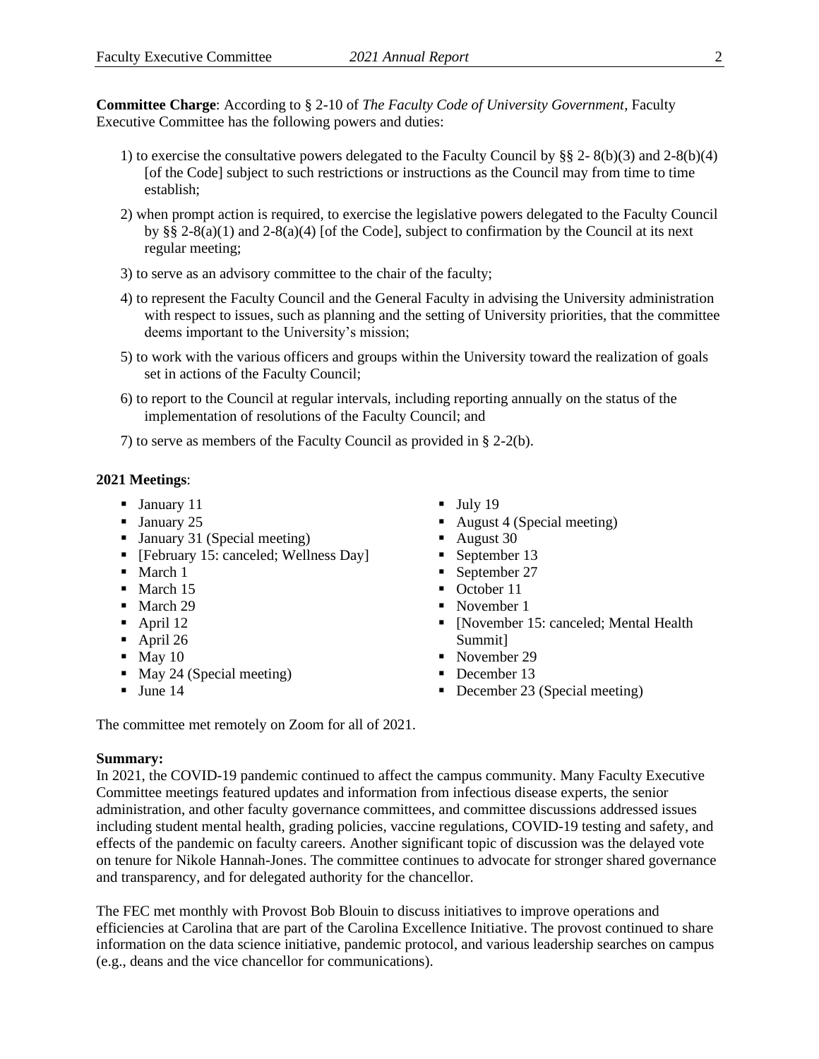**Committee Charge**: According to § 2-10 of *The Faculty Code of University Government*, Faculty Executive Committee has the following powers and duties:

1) to exercise the consultative powers delegated to the Faculty Council by §§ 2- 8(b)(3) and 2-8(b)(4) [of the Code] subject to such restrictions or instructions as the Council may from time to time establish;

2) when prompt action is required, to exercise the legislative powers delegated to the Faculty Council by §§ 2-8(a)(1) and 2-8(a)(4) [of the Code], subject to confirmation by the Council at its next regular meeting;

3) to serve as an advisory committee to the chair of the faculty;

4) to represent the Faculty Council and the General Faculty in advising the University administration with respect to issues, such as planning and the setting of University priorities, that the committee deems important to the University's mission;

5) to work with the various officers and groups within the University toward the realization of goals set in actions of the Faculty Council;

6) to report to the Council at regular intervals, including reporting annually on the status of the implementation of resolutions of the Faculty Council; and

7) to serve as members of the Faculty Council as provided in § 2-2(b).

**2021 Meetings**:

- January 11
- January 25
- January 31 (Special meeting)
- [February 15: canceled; Wellness Day]
- March 1
- March 15
- March 29
- April 12
- April 26
- May 10
- May 24 (Special meeting)
- June 14
- July 19
- August 4 (Special meeting)
- August 30
- September 13
- September 27
- October 11
- November 1
- [November 15: canceled; Mental Health Summit]
- November 29
- December 13
- December 23 (Special meeting)

The committee met remotely on Zoom for all of 2021.

**Summary:**
In 2021, the COVID-19 pandemic continued to affect the campus community. Many Faculty Executive Committee meetings featured updates and information from infectious disease experts, the senior administration, and other faculty governance committees, and committee discussions addressed issues including student mental health, grading policies, vaccine regulations, COVID-19 testing and safety, and effects of the pandemic on faculty careers. Another significant topic of discussion was the delayed vote on tenure for Nikole Hannah-Jones. The committee continues to advocate for stronger shared governance and transparency, and for delegated authority for the chancellor.

The FEC met monthly with Provost Bob Blouin to discuss initiatives to improve operations and efficiencies at Carolina that are part of the Carolina Excellence Initiative. The provost continued to share information on the data science initiative, pandemic protocol, and various leadership searches on campus (e.g., deans and the vice chancellor for communications).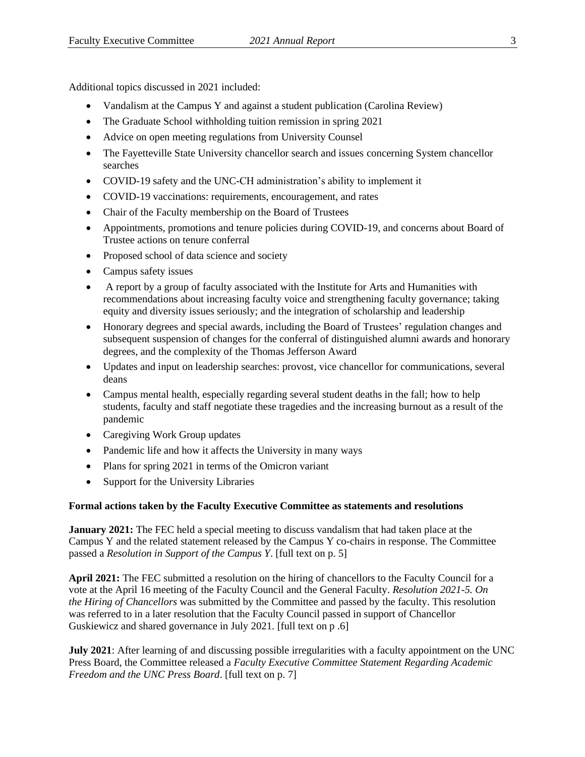Additional topics discussed in 2021 included:

- Vandalism at the Campus Y and against a student publication (Carolina Review)
- The Graduate School withholding tuition remission in spring 2021
- Advice on open meeting regulations from University Counsel
- The Fayetteville State University chancellor search and issues concerning System chancellor searches
- COVID-19 safety and the UNC-CH administration's ability to implement it
- COVID-19 vaccinations: requirements, encouragement, and rates
- Chair of the Faculty membership on the Board of Trustees
- Appointments, promotions and tenure policies during COVID-19, and concerns about Board of Trustee actions on tenure conferral
- Proposed school of data science and society
- Campus safety issues
- A report by a group of faculty associated with the Institute for Arts and Humanities with recommendations about increasing faculty voice and strengthening faculty governance; taking equity and diversity issues seriously; and the integration of scholarship and leadership
- Honorary degrees and special awards, including the Board of Trustees' regulation changes and subsequent suspension of changes for the conferral of distinguished alumni awards and honorary degrees, and the complexity of the Thomas Jefferson Award
- Updates and input on leadership searches: provost, vice chancellor for communications, several deans
- Campus mental health, especially regarding several student deaths in the fall; how to help students, faculty and staff negotiate these tragedies and the increasing burnout as a result of the pandemic
- Caregiving Work Group updates
- Pandemic life and how it affects the University in many ways
- Plans for spring 2021 in terms of the Omicron variant
- Support for the University Libraries

**Formal actions taken by the Faculty Executive Committee as statements and resolutions**

**January 2021:** The FEC held a special meeting to discuss vandalism that had taken place at the Campus Y and the related statement released by the Campus Y co-chairs in response. The Committee passed a *Resolution in Support of the Campus Y*. [full text on p. 5]

**April 2021:** The FEC submitted a resolution on the hiring of chancellors to the Faculty Council for a vote at the April 16 meeting of the Faculty Council and the General Faculty. *Resolution 2021-5. On the Hiring of Chancellors* was submitted by the Committee and passed by the faculty. This resolution was referred to in a later resolution that the Faculty Council passed in support of Chancellor Guskiewicz and shared governance in July 2021. [full text on p .6]

**July 2021**: After learning of and discussing possible irregularities with a faculty appointment on the UNC Press Board, the Committee released a *Faculty Executive Committee Statement Regarding Academic Freedom and the UNC Press Board*. [full text on p. 7]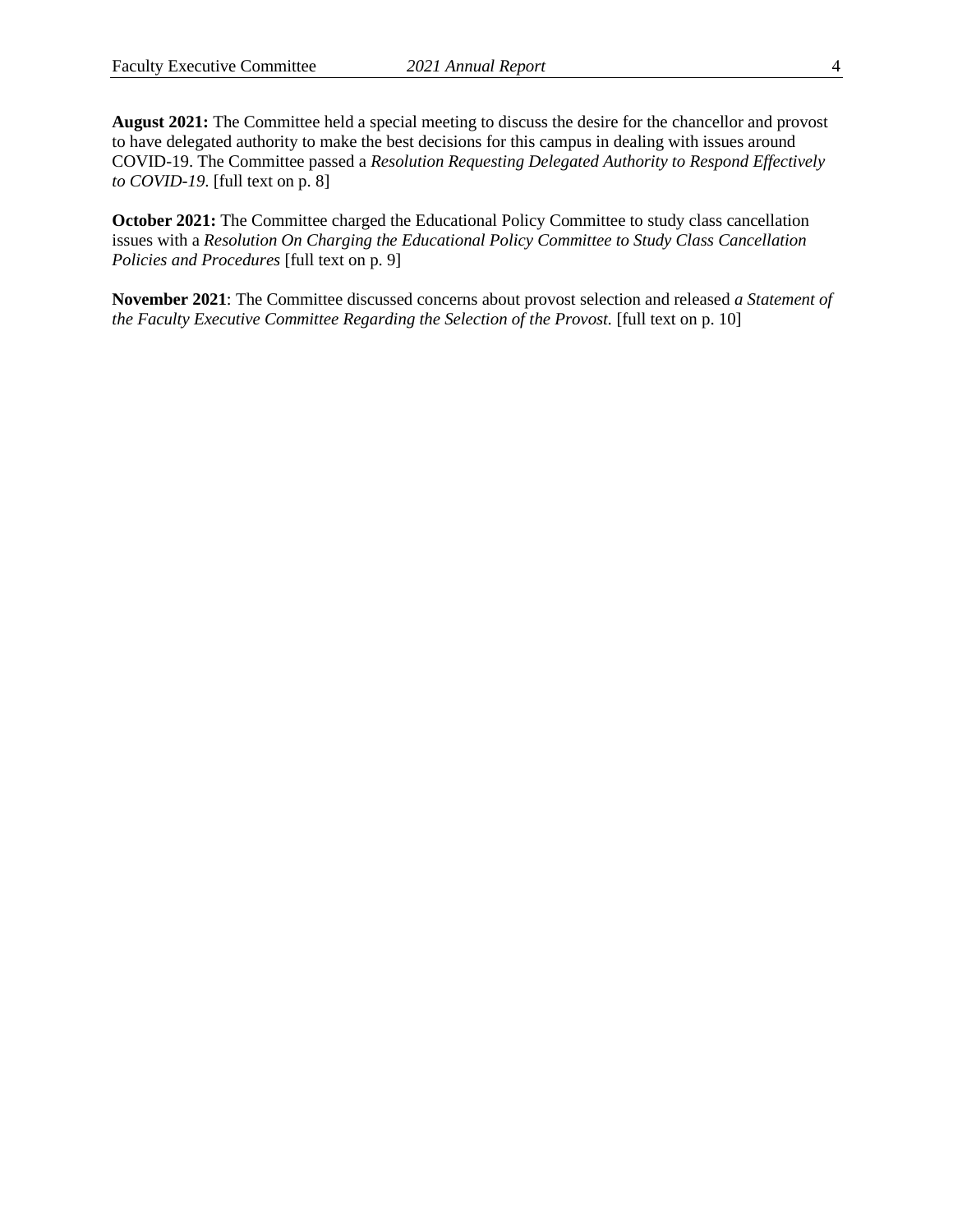**August 2021:** The Committee held a special meeting to discuss the desire for the chancellor and provost to have delegated authority to make the best decisions for this campus in dealing with issues around COVID-19. The Committee passed a *Resolution Requesting Delegated Authority to Respond Effectively to COVID-19*. [full text on p. 8]

**October 2021:** The Committee charged the Educational Policy Committee to study class cancellation issues with a *Resolution On Charging the Educational Policy Committee to Study Class Cancellation Policies and Procedures* [full text on p. 9]

**November 2021**: The Committee discussed concerns about provost selection and released *a Statement of the Faculty Executive Committee Regarding the Selection of the Provost.* [full text on p. 10]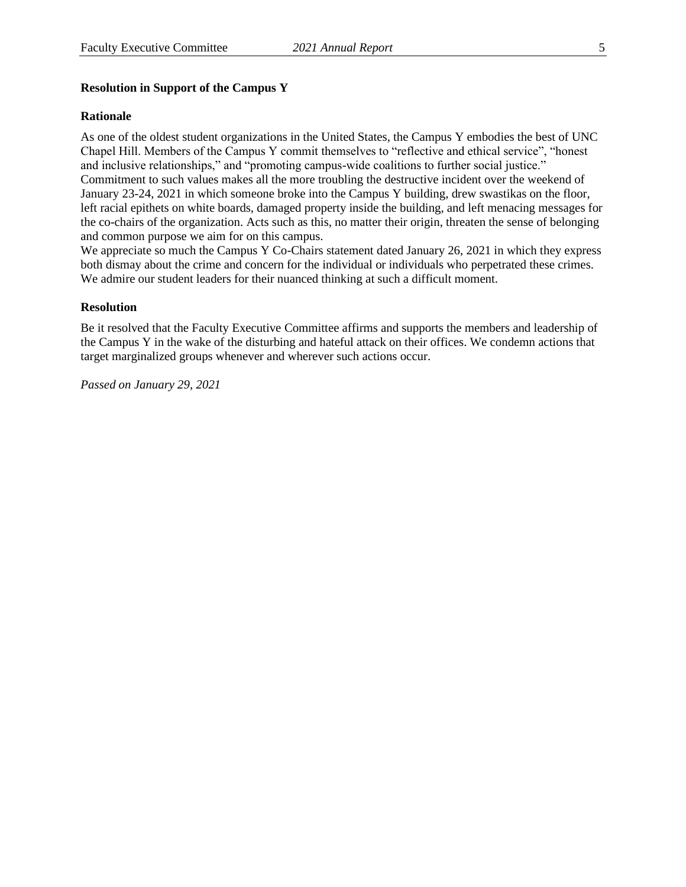**Resolution in Support of the Campus Y**

**Rationale**

As one of the oldest student organizations in the United States, the Campus Y embodies the best of UNC Chapel Hill. Members of the Campus Y commit themselves to "reflective and ethical service", "honest and inclusive relationships," and "promoting campus-wide coalitions to further social justice." Commitment to such values makes all the more troubling the destructive incident over the weekend of January 23-24, 2021 in which someone broke into the Campus Y building, drew swastikas on the floor, left racial epithets on white boards, damaged property inside the building, and left menacing messages for the co-chairs of the organization. Acts such as this, no matter their origin, threaten the sense of belonging and common purpose we aim for on this campus.

We appreciate so much the Campus Y Co-Chairs statement dated January 26, 2021 in which they express both dismay about the crime and concern for the individual or individuals who perpetrated these crimes. We admire our student leaders for their nuanced thinking at such a difficult moment.

**Resolution**

Be it resolved that the Faculty Executive Committee affirms and supports the members and leadership of the Campus Y in the wake of the disturbing and hateful attack on their offices. We condemn actions that target marginalized groups whenever and wherever such actions occur.

*Passed on January 29, 2021*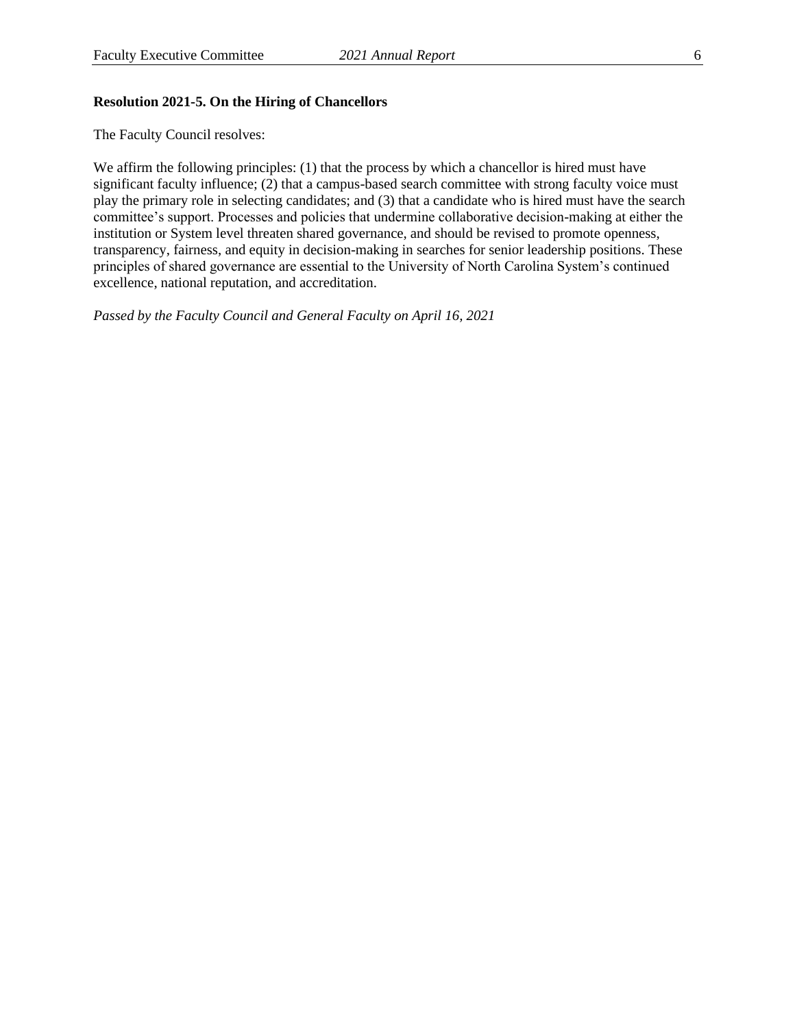**Resolution 2021-5. On the Hiring of Chancellors**

The Faculty Council resolves:

We affirm the following principles: (1) that the process by which a chancellor is hired must have significant faculty influence; (2) that a campus-based search committee with strong faculty voice must play the primary role in selecting candidates; and (3) that a candidate who is hired must have the search committee's support. Processes and policies that undermine collaborative decision-making at either the institution or System level threaten shared governance, and should be revised to promote openness, transparency, fairness, and equity in decision-making in searches for senior leadership positions. These principles of shared governance are essential to the University of North Carolina System's continued excellence, national reputation, and accreditation.

*Passed by the Faculty Council and General Faculty on April 16, 2021*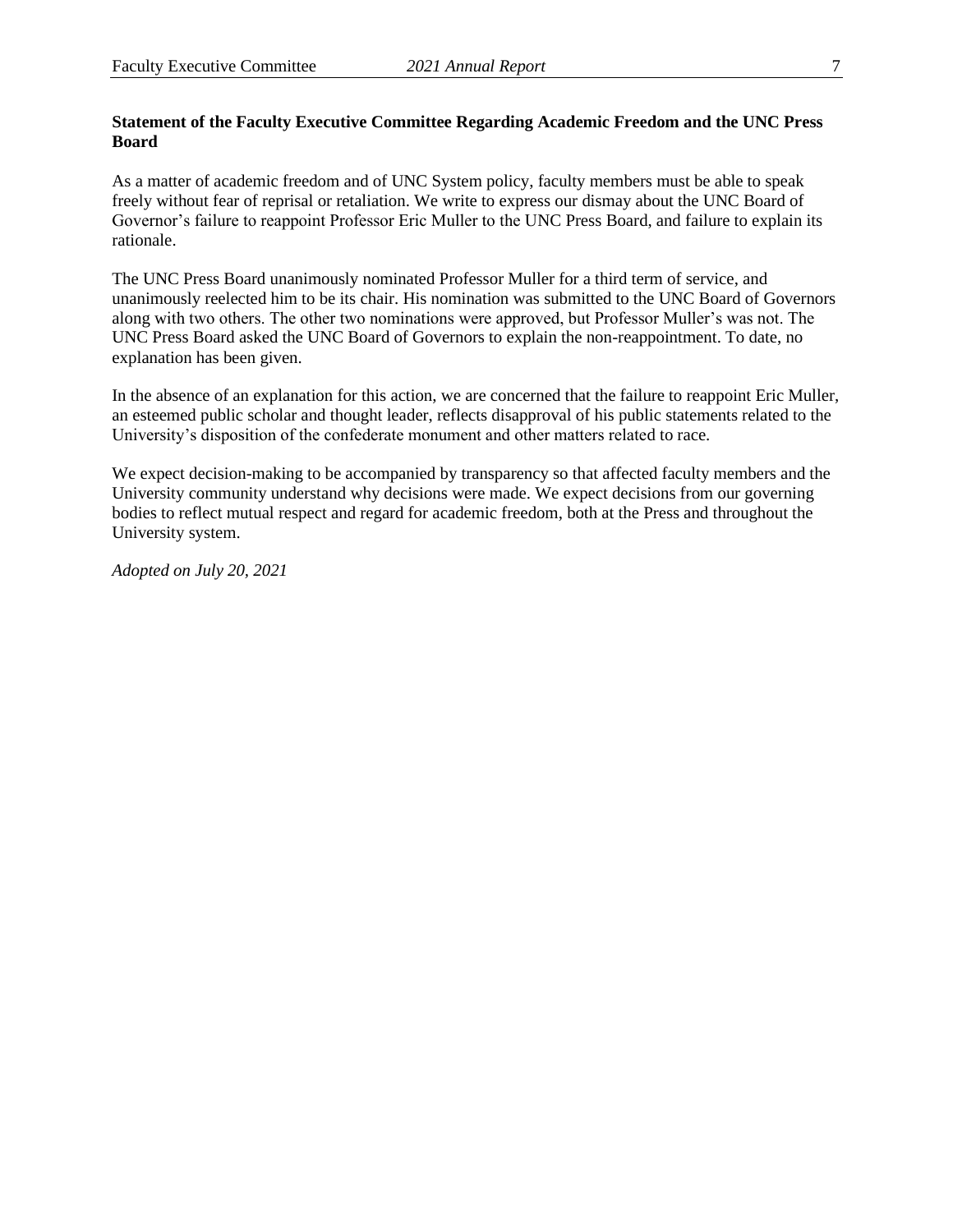**Statement of the Faculty Executive Committee Regarding Academic Freedom and the UNC Press Board**

As a matter of academic freedom and of UNC System policy, faculty members must be able to speak freely without fear of reprisal or retaliation. We write to express our dismay about the UNC Board of Governor's failure to reappoint Professor Eric Muller to the UNC Press Board, and failure to explain its rationale.

The UNC Press Board unanimously nominated Professor Muller for a third term of service, and unanimously reelected him to be its chair. His nomination was submitted to the UNC Board of Governors along with two others. The other two nominations were approved, but Professor Muller's was not. The UNC Press Board asked the UNC Board of Governors to explain the non-reappointment. To date, no explanation has been given.

In the absence of an explanation for this action, we are concerned that the failure to reappoint Eric Muller, an esteemed public scholar and thought leader, reflects disapproval of his public statements related to the University's disposition of the confederate monument and other matters related to race.

We expect decision-making to be accompanied by transparency so that affected faculty members and the University community understand why decisions were made. We expect decisions from our governing bodies to reflect mutual respect and regard for academic freedom, both at the Press and throughout the University system.

*Adopted on July 20, 2021*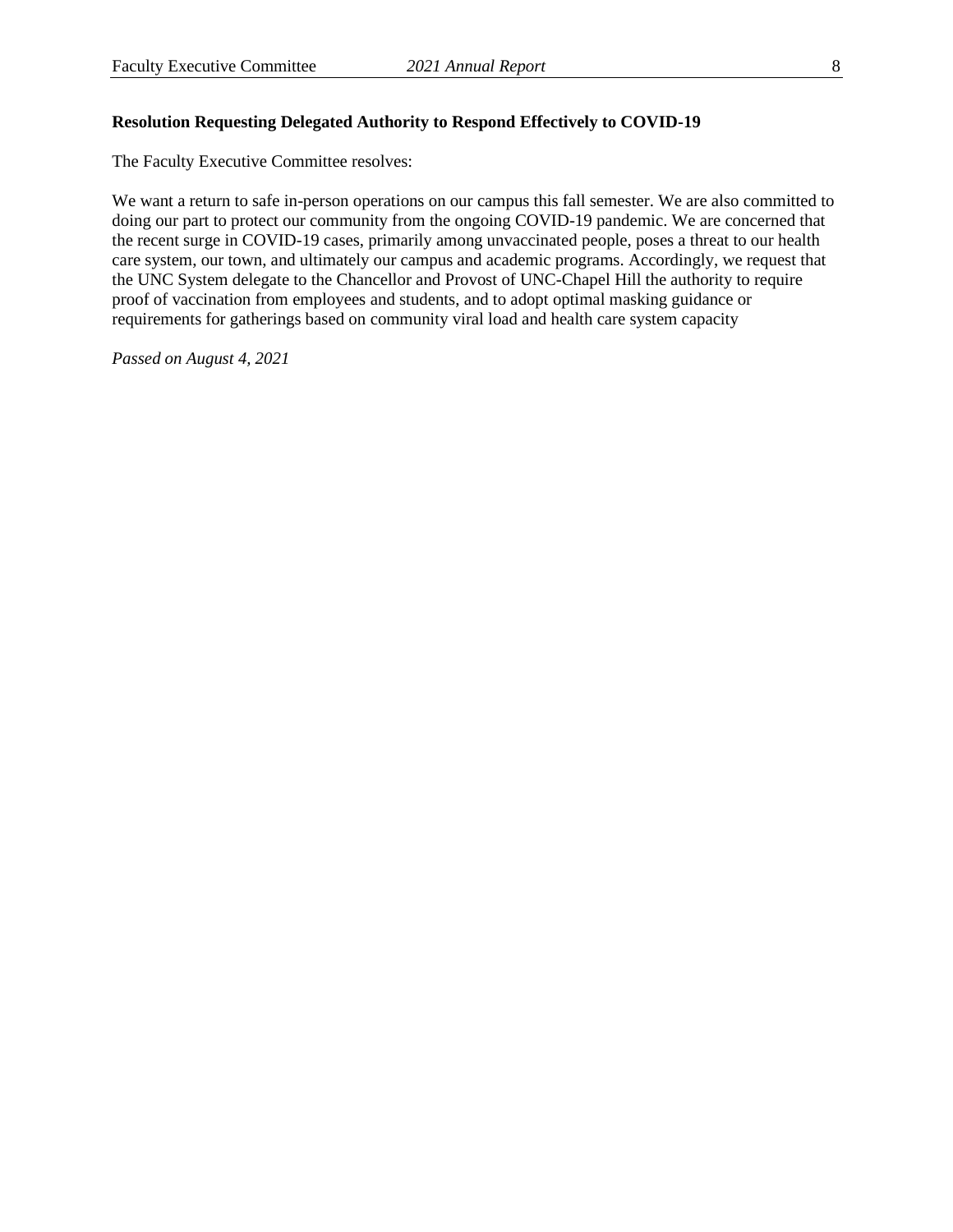### Resolution Requesting Delegated Authority to Respond Effectively to COVID-19

The Faculty Executive Committee resolves:

We want a return to safe in-person operations on our campus this fall semester. We are also committed to doing our part to protect our community from the ongoing COVID-19 pandemic. We are concerned that the recent surge in COVID-19 cases, primarily among unvaccinated people, poses a threat to our health care system, our town, and ultimately our campus and academic programs. Accordingly, we request that the UNC System delegate to the Chancellor and Provost of UNC-Chapel Hill the authority to require proof of vaccination from employees and students, and to adopt optimal masking guidance or requirements for gatherings based on community viral load and health care system capacity

*Passed on August 4, 2021*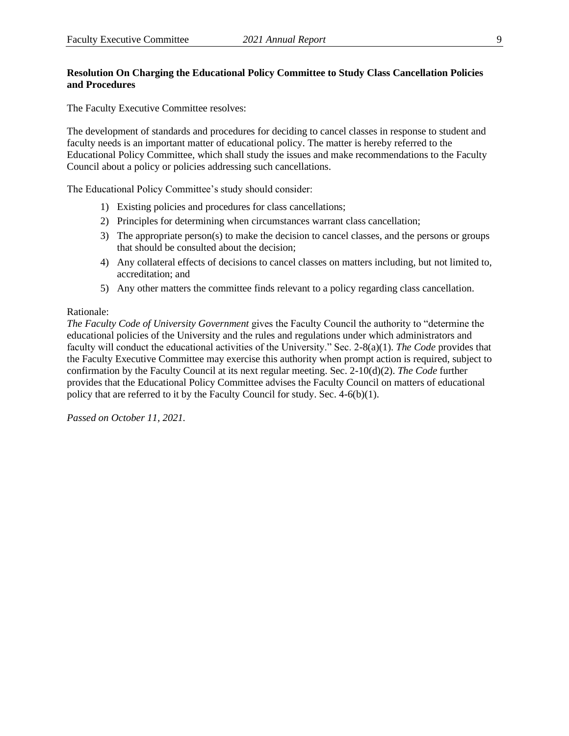**Resolution On Charging the Educational Policy Committee to Study Class Cancellation Policies and Procedures**

The Faculty Executive Committee resolves:

The development of standards and procedures for deciding to cancel classes in response to student and faculty needs is an important matter of educational policy. The matter is hereby referred to the Educational Policy Committee, which shall study the issues and make recommendations to the Faculty Council about a policy or policies addressing such cancellations.

The Educational Policy Committee's study should consider:

1) Existing policies and procedures for class cancellations;
2) Principles for determining when circumstances warrant class cancellation;
3) The appropriate person(s) to make the decision to cancel classes, and the persons or groups that should be consulted about the decision;
4) Any collateral effects of decisions to cancel classes on matters including, but not limited to, accreditation; and
5) Any other matters the committee finds relevant to a policy regarding class cancellation.

Rationale:
*The Faculty Code of University Government* gives the Faculty Council the authority to "determine the educational policies of the University and the rules and regulations under which administrators and faculty will conduct the educational activities of the University." Sec. 2-8(a)(1). *The Code* provides that the Faculty Executive Committee may exercise this authority when prompt action is required, subject to confirmation by the Faculty Council at its next regular meeting. Sec. 2-10(d)(2). *The Code* further provides that the Educational Policy Committee advises the Faculty Council on matters of educational policy that are referred to it by the Faculty Council for study. Sec. 4-6(b)(1).

*Passed on October 11, 2021.*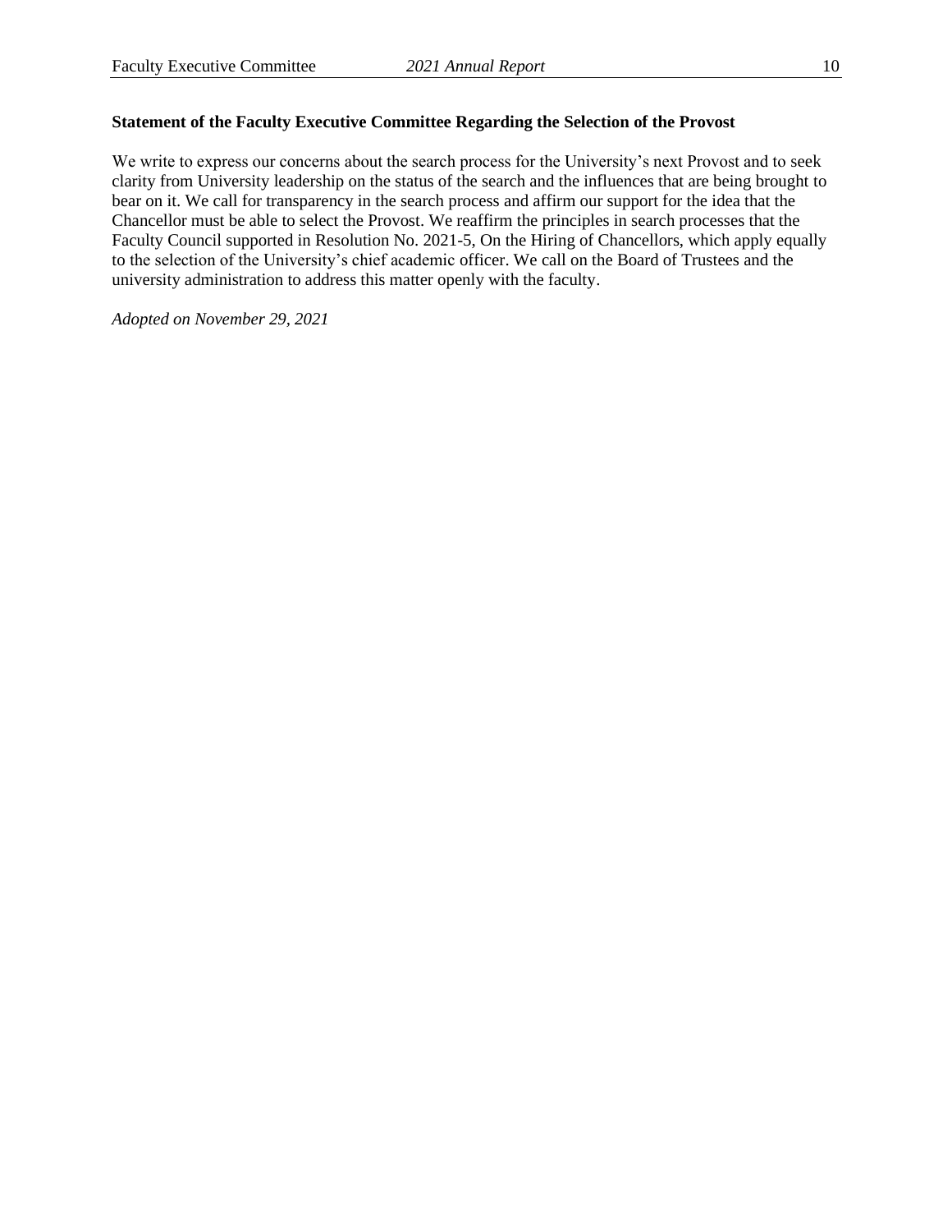**Statement of the Faculty Executive Committee Regarding the Selection of the Provost**

We write to express our concerns about the search process for the University's next Provost and to seek clarity from University leadership on the status of the search and the influences that are being brought to bear on it. We call for transparency in the search process and affirm our support for the idea that the Chancellor must be able to select the Provost. We reaffirm the principles in search processes that the Faculty Council supported in Resolution No. 2021-5, On the Hiring of Chancellors, which apply equally to the selection of the University's chief academic officer. We call on the Board of Trustees and the university administration to address this matter openly with the faculty.

*Adopted on November 29, 2021*